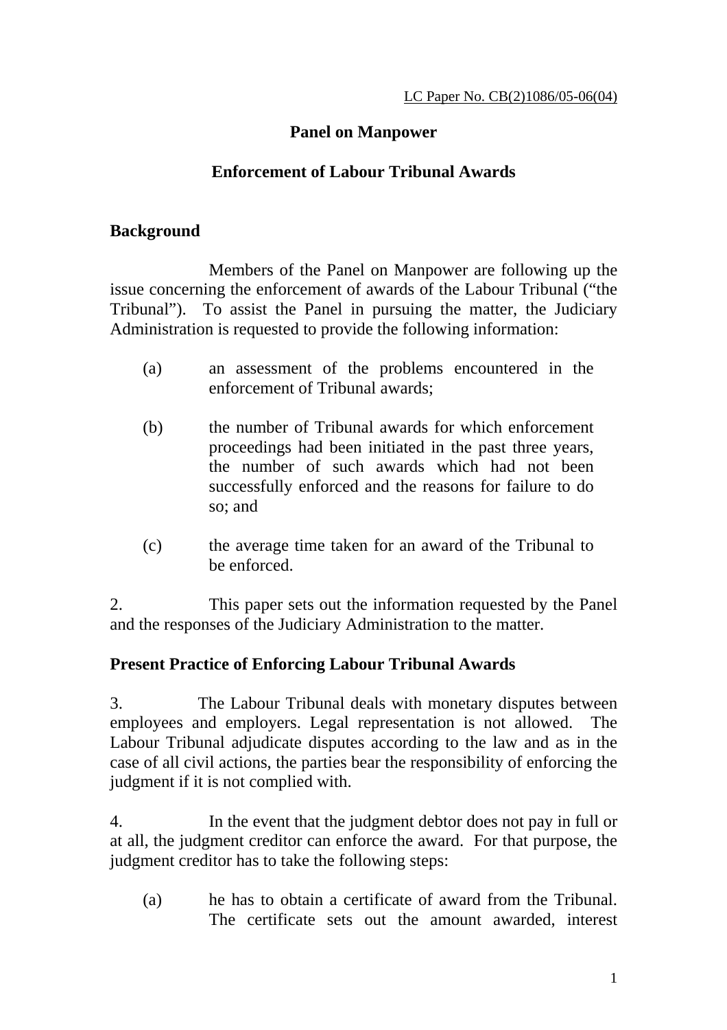LC Paper No. CB(2)1086/05-06(04)

# Panel on Manpower

## Enforcement of Labour Tribunal Awards

### Background

Members of the Panel on Manpower are following up the issue concerning the enforcement of awards of the Labour Tribunal ("the Tribunal"). To assist the Panel in pursuing the matter, the Judiciary Administration is requested to provide the following information:

(a) an assessment of the problems encountered in the enforcement of Tribunal awards;

(b) the number of Tribunal awards for which enforcement proceedings had been initiated in the past three years, the number of such awards which had not been successfully enforced and the reasons for failure to do so; and

(c) the average time taken for an award of the Tribunal to be enforced.

2. This paper sets out the information requested by the Panel and the responses of the Judiciary Administration to the matter.

### Present Practice of Enforcing Labour Tribunal Awards

3. The Labour Tribunal deals with monetary disputes between employees and employers. Legal representation is not allowed. The Labour Tribunal adjudicate disputes according to the law and as in the case of all civil actions, the parties bear the responsibility of enforcing the judgment if it is not complied with.

4. In the event that the judgment debtor does not pay in full or at all, the judgment creditor can enforce the award. For that purpose, the judgment creditor has to take the following steps:

(a) he has to obtain a certificate of award from the Tribunal. The certificate sets out the amount awarded, interest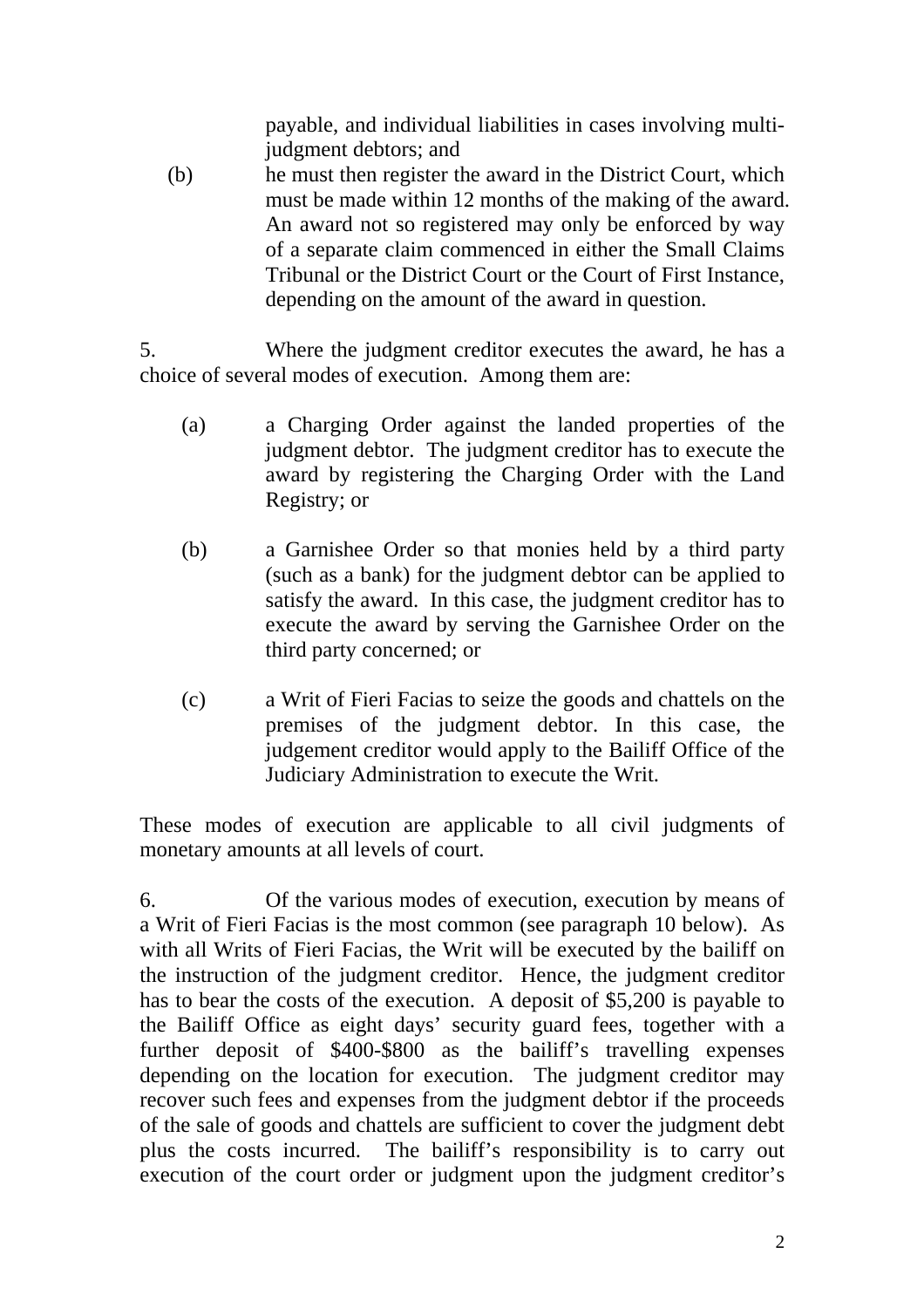payable, and individual liabilities in cases involving multi-judgment debtors; and

(b) he must then register the award in the District Court, which must be made within 12 months of the making of the award. An award not so registered may only be enforced by way of a separate claim commenced in either the Small Claims Tribunal or the District Court or the Court of First Instance, depending on the amount of the award in question.

5. Where the judgment creditor executes the award, he has a choice of several modes of execution. Among them are:

(a) a Charging Order against the landed properties of the judgment debtor. The judgment creditor has to execute the award by registering the Charging Order with the Land Registry; or

(b) a Garnishee Order so that monies held by a third party (such as a bank) for the judgment debtor can be applied to satisfy the award. In this case, the judgment creditor has to execute the award by serving the Garnishee Order on the third party concerned; or

(c) a Writ of Fieri Facias to seize the goods and chattels on the premises of the judgment debtor. In this case, the judgement creditor would apply to the Bailiff Office of the Judiciary Administration to execute the Writ.

These modes of execution are applicable to all civil judgments of monetary amounts at all levels of court.

6. Of the various modes of execution, execution by means of a Writ of Fieri Facias is the most common (see paragraph 10 below). As with all Writs of Fieri Facias, the Writ will be executed by the bailiff on the instruction of the judgment creditor. Hence, the judgment creditor has to bear the costs of the execution. A deposit of $5,200 is payable to the Bailiff Office as eight days' security guard fees, together with a further deposit of $400-$800 as the bailiff's travelling expenses depending on the location for execution. The judgment creditor may recover such fees and expenses from the judgment debtor if the proceeds of the sale of goods and chattels are sufficient to cover the judgment debt plus the costs incurred. The bailiff's responsibility is to carry out execution of the court order or judgment upon the judgment creditor's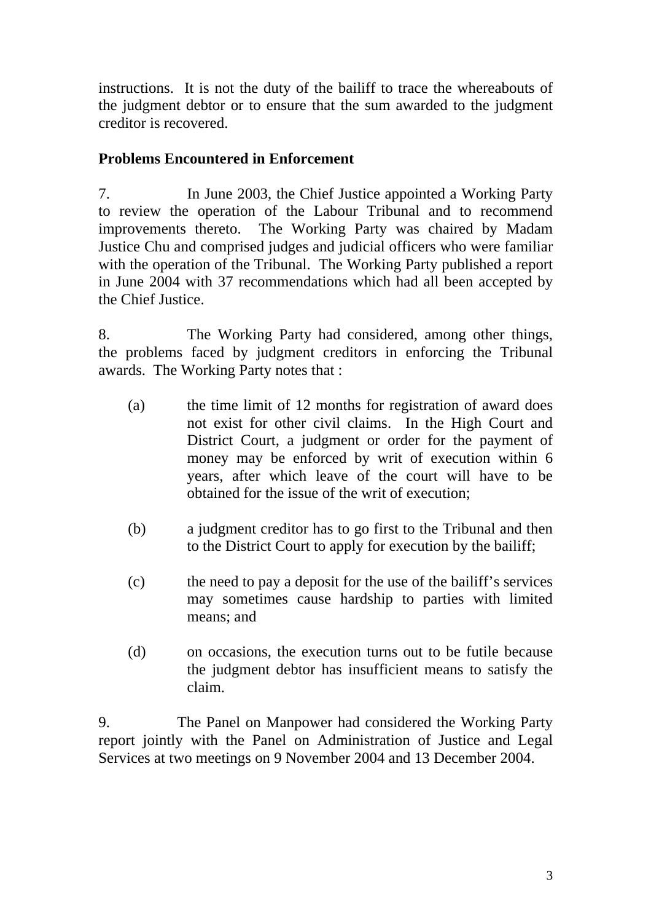instructions. It is not the duty of the bailiff to trace the whereabouts of the judgment debtor or to ensure that the sum awarded to the judgment creditor is recovered.

**Problems Encountered in Enforcement**

7. In June 2003, the Chief Justice appointed a Working Party to review the operation of the Labour Tribunal and to recommend improvements thereto. The Working Party was chaired by Madam Justice Chu and comprised judges and judicial officers who were familiar with the operation of the Tribunal. The Working Party published a report in June 2004 with 37 recommendations which had all been accepted by the Chief Justice.

8. The Working Party had considered, among other things, the problems faced by judgment creditors in enforcing the Tribunal awards. The Working Party notes that :

(a) the time limit of 12 months for registration of award does not exist for other civil claims. In the High Court and District Court, a judgment or order for the payment of money may be enforced by writ of execution within 6 years, after which leave of the court will have to be obtained for the issue of the writ of execution;

(b) a judgment creditor has to go first to the Tribunal and then to the District Court to apply for execution by the bailiff;

(c) the need to pay a deposit for the use of the bailiff's services may sometimes cause hardship to parties with limited means; and

(d) on occasions, the execution turns out to be futile because the judgment debtor has insufficient means to satisfy the claim.

9. The Panel on Manpower had considered the Working Party report jointly with the Panel on Administration of Justice and Legal Services at two meetings on 9 November 2004 and 13 December 2004.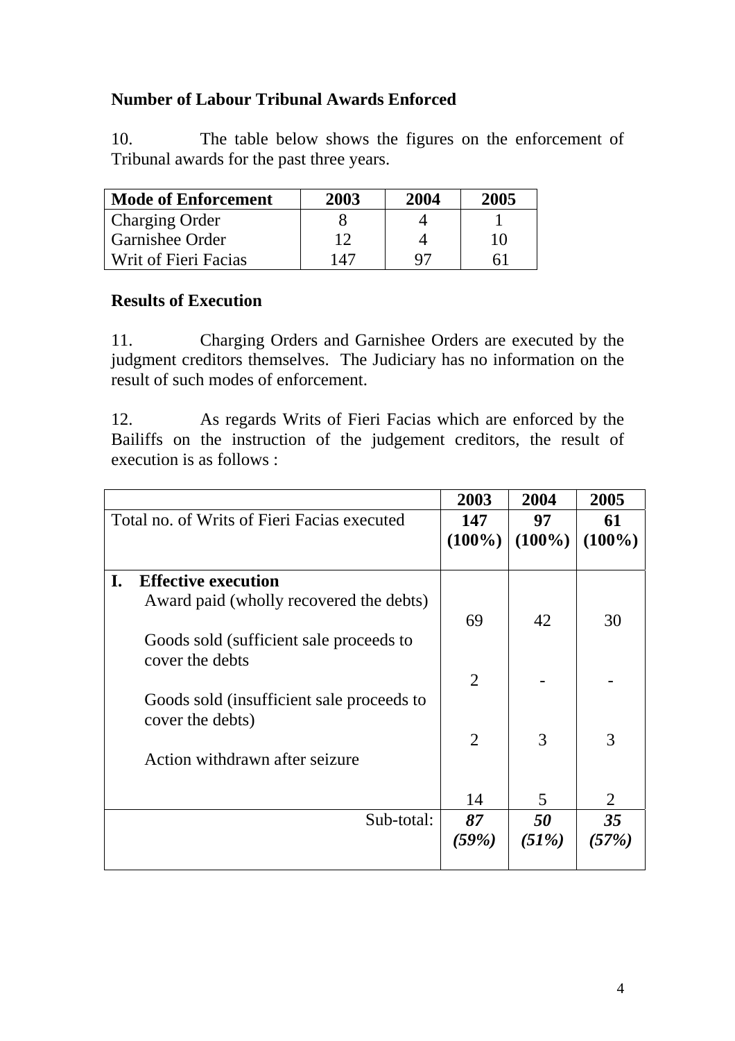**Number of Labour Tribunal Awards Enforced**

10. The table below shows the figures on the enforcement of Tribunal awards for the past three years.

| **Mode of Enforcement** | **2003** | **2004** | **2005** |
|---|---|---|---|
| Charging Order | 8 | 4 | 1 |
| Garnishee Order | 12 | 4 | 10 |
| Writ of Fieri Facias | 147 | 97 | 61 |

**Results of Execution**

11. Charging Orders and Garnishee Orders are executed by the judgment creditors themselves. The Judiciary has no information on the result of such modes of enforcement.

12. As regards Writs of Fieri Facias which are enforced by the Bailiffs on the instruction of the judgement creditors, the result of execution is as follows :

| | **2003** | **2004** | **2005** |
|---|---|---|---|
| Total no. of Writs of Fieri Facias executed | **147 (100%)** | **97 (100%)** | **61 (100%)** |
| **I. Effective execution** | | | |
| Award paid (wholly recovered the debts) | 69 | 42 | 30 |
| Goods sold (sufficient sale proceeds to cover the debts | 2 | - | - |
| Goods sold (insufficient sale proceeds to cover the debts) | 2 | 3 | 3 |
| Action withdrawn after seizure | 14 | 5 | 2 |
| Sub-total: | ***87 (59%)*** | ***50 (51%)*** | ***35 (57%)*** |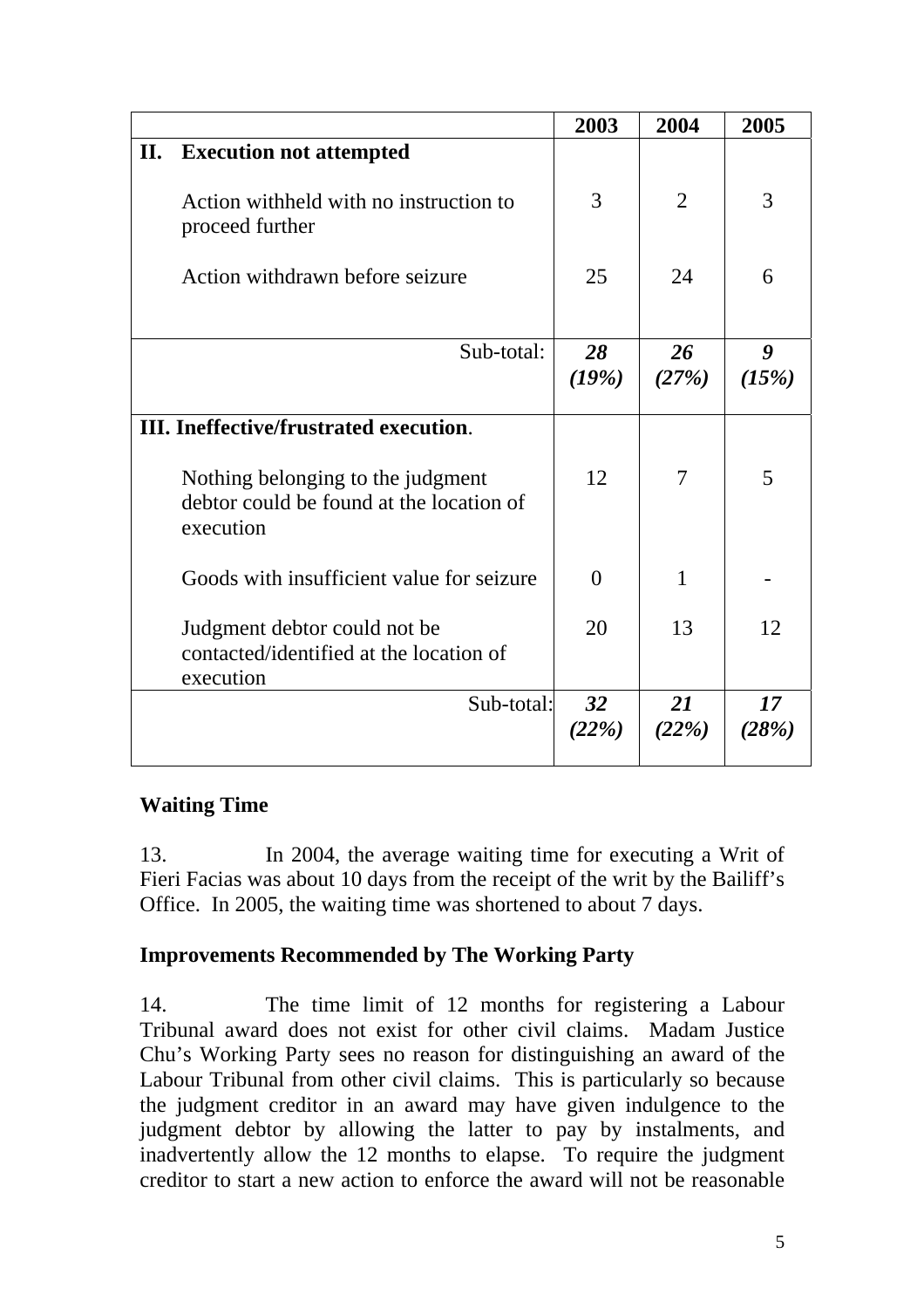| | 2003 | 2004 | 2005 |
|---|---|---|---|
| **II. Execution not attempted** | | | |
| Action withheld with no instruction to proceed further | 3 | 2 | 3 |
| Action withdrawn before seizure | 25 | 24 | 6 |
| Sub-total: | ***28 (19%)*** | ***26 (27%)*** | ***9 (15%)*** |
| **III. Ineffective/frustrated execution**. | | | |
| Nothing belonging to the judgment debtor could be found at the location of execution | 12 | 7 | 5 |
| Goods with insufficient value for seizure | 0 | 1 | - |
| Judgment debtor could not be contacted/identified at the location of execution | 20 | 13 | 12 |
| Sub-total: | ***32 (22%)*** | ***21 (22%)*** | ***17 (28%)*** |

## Waiting Time

13. In 2004, the average waiting time for executing a Writ of Fieri Facias was about 10 days from the receipt of the writ by the Bailiff's Office. In 2005, the waiting time was shortened to about 7 days.

## Improvements Recommended by The Working Party

14. The time limit of 12 months for registering a Labour Tribunal award does not exist for other civil claims. Madam Justice Chu's Working Party sees no reason for distinguishing an award of the Labour Tribunal from other civil claims. This is particularly so because the judgment creditor in an award may have given indulgence to the judgment debtor by allowing the latter to pay by instalments, and inadvertently allow the 12 months to elapse. To require the judgment creditor to start a new action to enforce the award will not be reasonable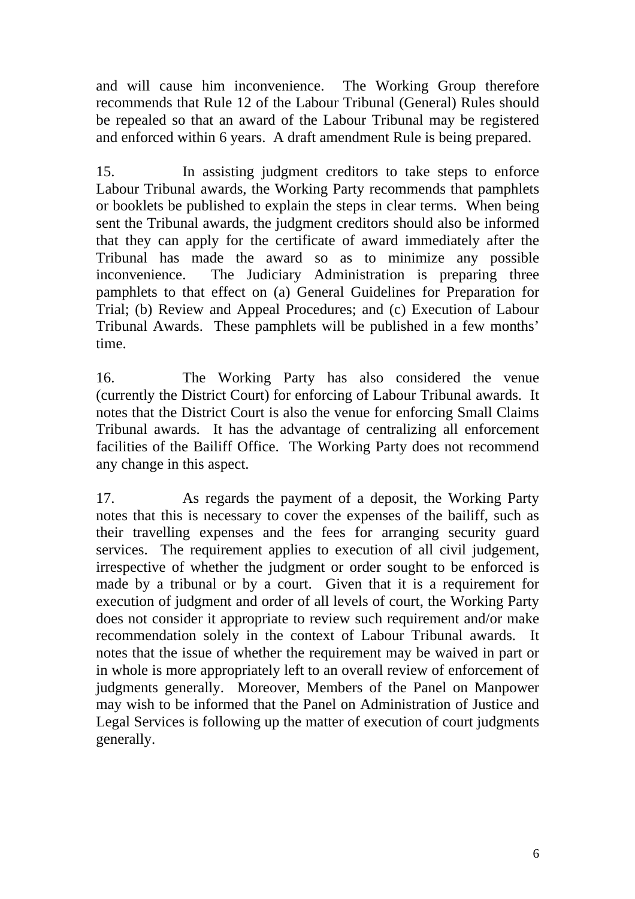and will cause him inconvenience. The Working Group therefore recommends that Rule 12 of the Labour Tribunal (General) Rules should be repealed so that an award of the Labour Tribunal may be registered and enforced within 6 years. A draft amendment Rule is being prepared.

15. In assisting judgment creditors to take steps to enforce Labour Tribunal awards, the Working Party recommends that pamphlets or booklets be published to explain the steps in clear terms. When being sent the Tribunal awards, the judgment creditors should also be informed that they can apply for the certificate of award immediately after the Tribunal has made the award so as to minimize any possible inconvenience. The Judiciary Administration is preparing three pamphlets to that effect on (a) General Guidelines for Preparation for Trial; (b) Review and Appeal Procedures; and (c) Execution of Labour Tribunal Awards. These pamphlets will be published in a few months' time.

16. The Working Party has also considered the venue (currently the District Court) for enforcing of Labour Tribunal awards. It notes that the District Court is also the venue for enforcing Small Claims Tribunal awards. It has the advantage of centralizing all enforcement facilities of the Bailiff Office. The Working Party does not recommend any change in this aspect.

17. As regards the payment of a deposit, the Working Party notes that this is necessary to cover the expenses of the bailiff, such as their travelling expenses and the fees for arranging security guard services. The requirement applies to execution of all civil judgement, irrespective of whether the judgment or order sought to be enforced is made by a tribunal or by a court. Given that it is a requirement for execution of judgment and order of all levels of court, the Working Party does not consider it appropriate to review such requirement and/or make recommendation solely in the context of Labour Tribunal awards. It notes that the issue of whether the requirement may be waived in part or in whole is more appropriately left to an overall review of enforcement of judgments generally. Moreover, Members of the Panel on Manpower may wish to be informed that the Panel on Administration of Justice and Legal Services is following up the matter of execution of court judgments generally.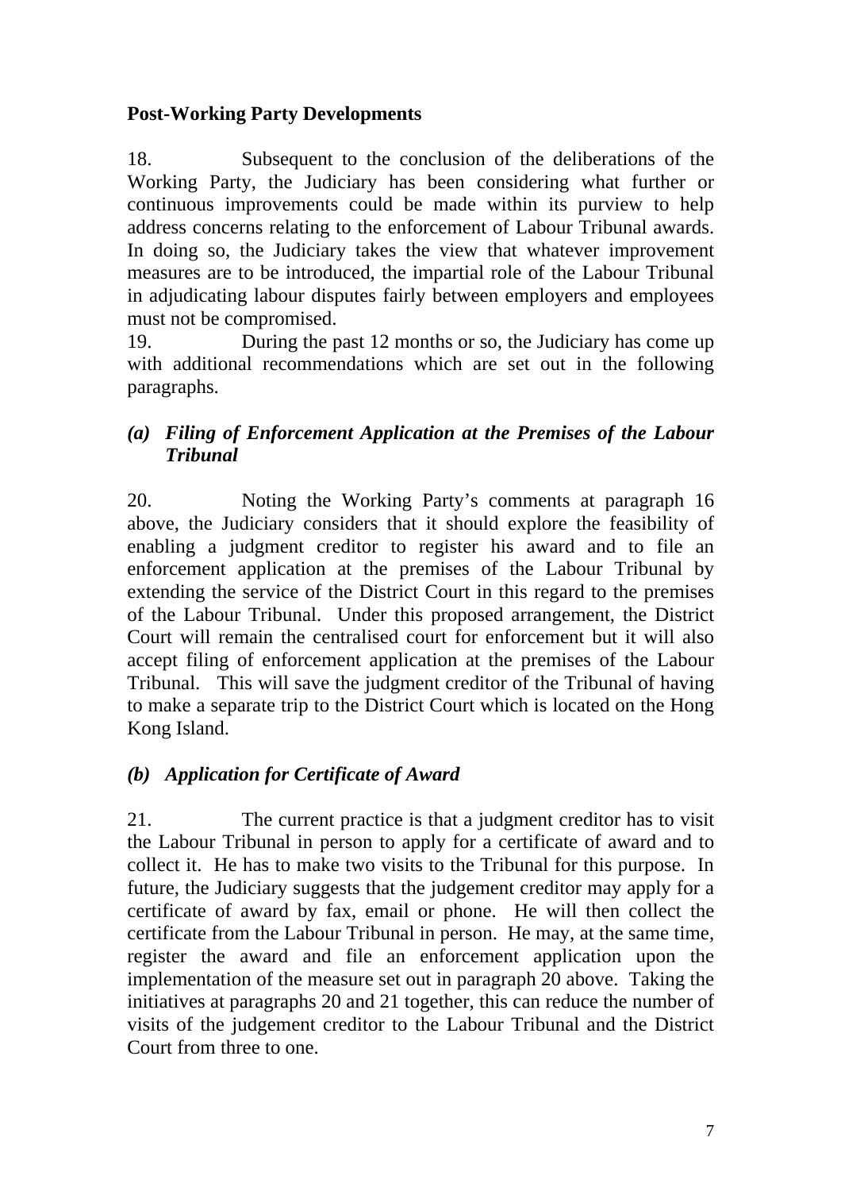**Post-Working Party Developments**

18. Subsequent to the conclusion of the deliberations of the Working Party, the Judiciary has been considering what further or continuous improvements could be made within its purview to help address concerns relating to the enforcement of Labour Tribunal awards. In doing so, the Judiciary takes the view that whatever improvement measures are to be introduced, the impartial role of the Labour Tribunal in adjudicating labour disputes fairly between employers and employees must not be compromised.

19. During the past 12 months or so, the Judiciary has come up with additional recommendations which are set out in the following paragraphs.

***(a) Filing of Enforcement Application at the Premises of the Labour Tribunal***

20. Noting the Working Party's comments at paragraph 16 above, the Judiciary considers that it should explore the feasibility of enabling a judgment creditor to register his award and to file an enforcement application at the premises of the Labour Tribunal by extending the service of the District Court in this regard to the premises of the Labour Tribunal. Under this proposed arrangement, the District Court will remain the centralised court for enforcement but it will also accept filing of enforcement application at the premises of the Labour Tribunal. This will save the judgment creditor of the Tribunal of having to make a separate trip to the District Court which is located on the Hong Kong Island.

***(b) Application for Certificate of Award***

21. The current practice is that a judgment creditor has to visit the Labour Tribunal in person to apply for a certificate of award and to collect it. He has to make two visits to the Tribunal for this purpose. In future, the Judiciary suggests that the judgement creditor may apply for a certificate of award by fax, email or phone. He will then collect the certificate from the Labour Tribunal in person. He may, at the same time, register the award and file an enforcement application upon the implementation of the measure set out in paragraph 20 above. Taking the initiatives at paragraphs 20 and 21 together, this can reduce the number of visits of the judgement creditor to the Labour Tribunal and the District Court from three to one.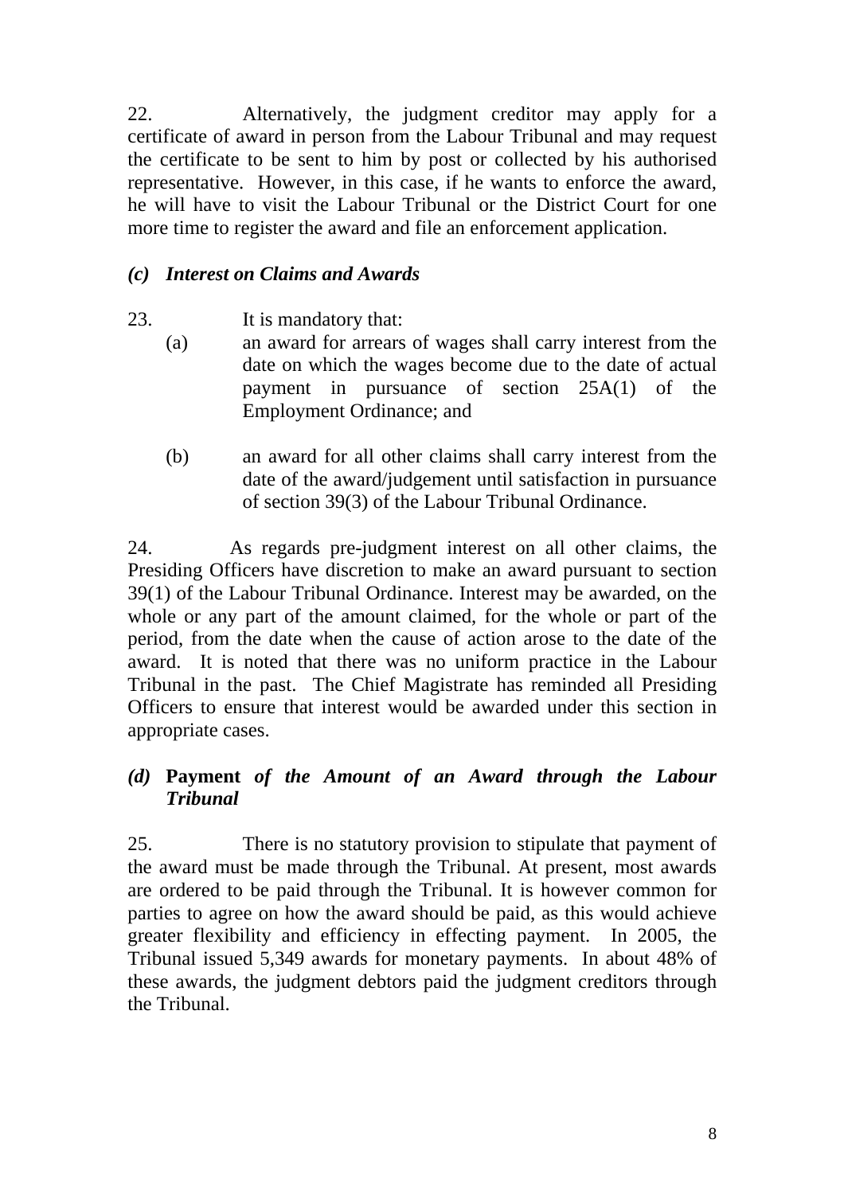22. Alternatively, the judgment creditor may apply for a certificate of award in person from the Labour Tribunal and may request the certificate to be sent to him by post or collected by his authorised representative. However, in this case, if he wants to enforce the award, he will have to visit the Labour Tribunal or the District Court for one more time to register the award and file an enforcement application.

### *(c) Interest on Claims and Awards*

23. It is mandatory that:

(a) an award for arrears of wages shall carry interest from the date on which the wages become due to the date of actual payment in pursuance of section 25A(1) of the Employment Ordinance; and

(b) an award for all other claims shall carry interest from the date of the award/judgement until satisfaction in pursuance of section 39(3) of the Labour Tribunal Ordinance.

24. As regards pre-judgment interest on all other claims, the Presiding Officers have discretion to make an award pursuant to section 39(1) of the Labour Tribunal Ordinance. Interest may be awarded, on the whole or any part of the amount claimed, for the whole or part of the period, from the date when the cause of action arose to the date of the award. It is noted that there was no uniform practice in the Labour Tribunal in the past. The Chief Magistrate has reminded all Presiding Officers to ensure that interest would be awarded under this section in appropriate cases.

### *(d)* **Payment** *of the Amount of an Award through the Labour Tribunal*

25. There is no statutory provision to stipulate that payment of the award must be made through the Tribunal. At present, most awards are ordered to be paid through the Tribunal. It is however common for parties to agree on how the award should be paid, as this would achieve greater flexibility and efficiency in effecting payment. In 2005, the Tribunal issued 5,349 awards for monetary payments. In about 48% of these awards, the judgment debtors paid the judgment creditors through the Tribunal.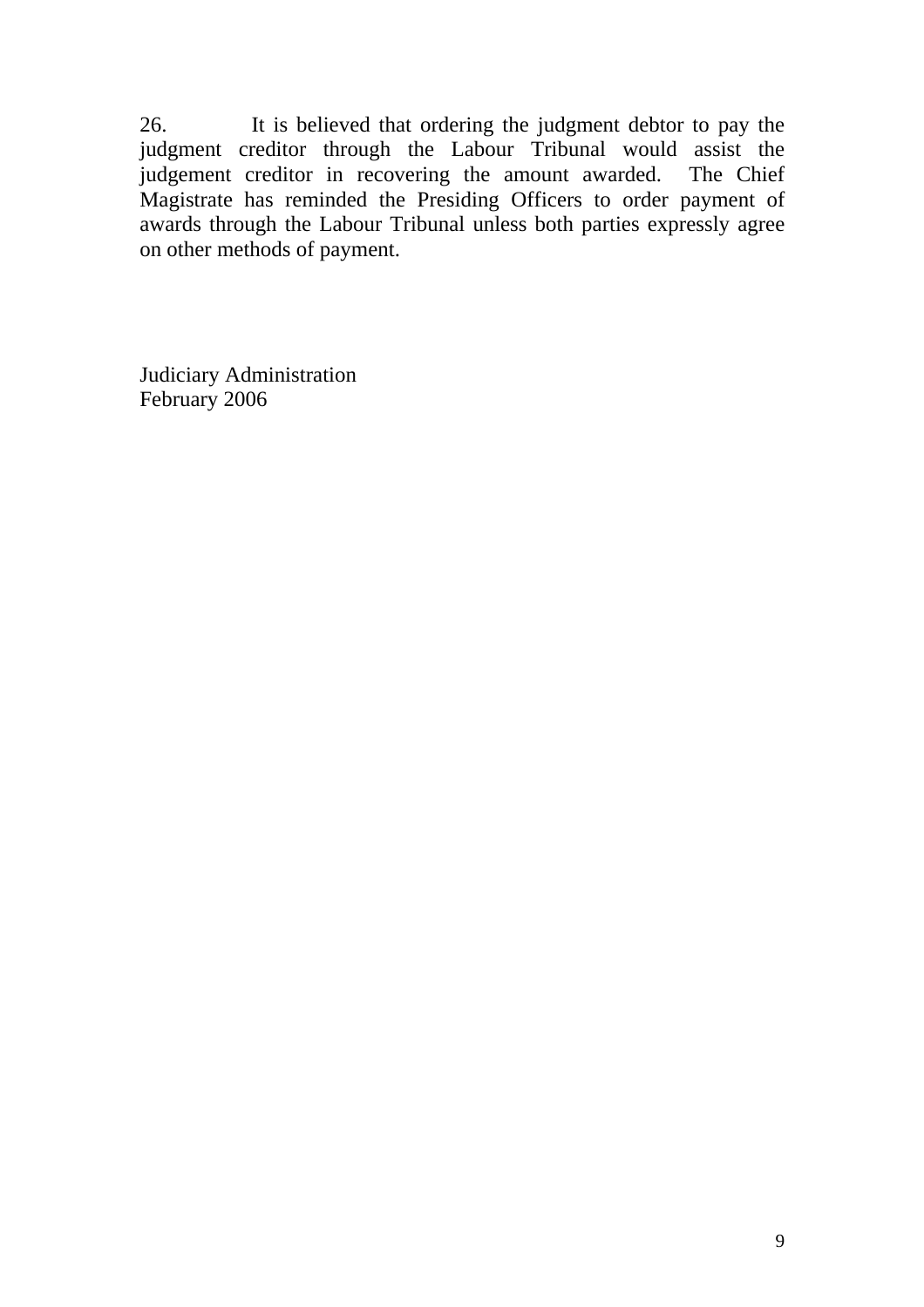26. It is believed that ordering the judgment debtor to pay the judgment creditor through the Labour Tribunal would assist the judgement creditor in recovering the amount awarded. The Chief Magistrate has reminded the Presiding Officers to order payment of awards through the Labour Tribunal unless both parties expressly agree on other methods of payment.

Judiciary Administration
February 2006